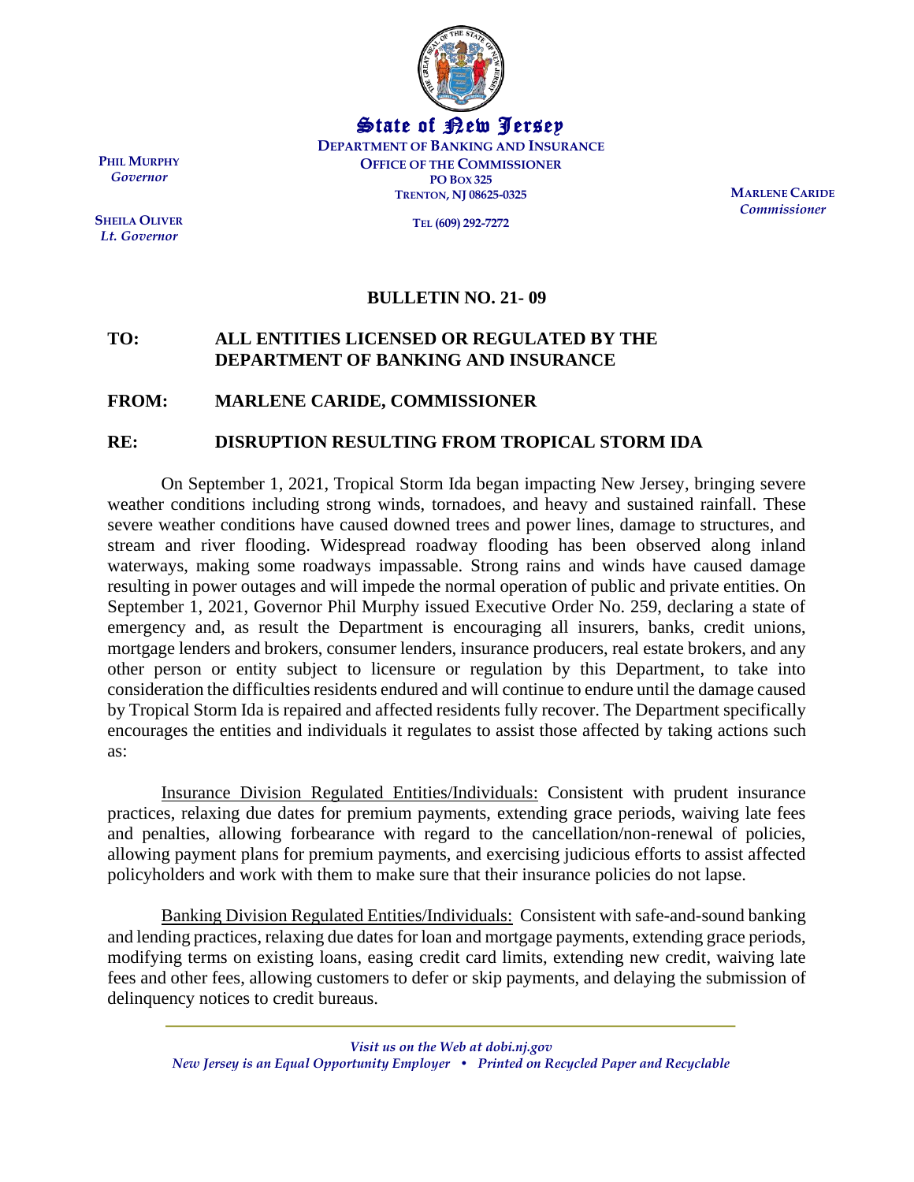**State of New Jersey**
**DEPARTMENT OF BANKING AND INSURANCE**
**OFFICE OF THE COMMISSIONER**
**PO BOX 325**
**TRENTON, NJ 08625-0325**

**TEL (609) 292-7272**

**PHIL MURPHY**
*Governor*

**SHEILA OLIVER**
*Lt. Governor*

**MARLENE CARIDE**
*Commissioner*

## BULLETIN NO. 21- 09

**TO:** **ALL ENTITIES LICENSED OR REGULATED BY THE DEPARTMENT OF BANKING AND INSURANCE**

**FROM:** **MARLENE CARIDE, COMMISSIONER**

**RE:** **DISRUPTION RESULTING FROM TROPICAL STORM IDA**

On September 1, 2021, Tropical Storm Ida began impacting New Jersey, bringing severe weather conditions including strong winds, tornadoes, and heavy and sustained rainfall. These severe weather conditions have caused downed trees and power lines, damage to structures, and stream and river flooding. Widespread roadway flooding has been observed along inland waterways, making some roadways impassable. Strong rains and winds have caused damage resulting in power outages and will impede the normal operation of public and private entities. On September 1, 2021, Governor Phil Murphy issued Executive Order No. 259, declaring a state of emergency and, as result the Department is encouraging all insurers, banks, credit unions, mortgage lenders and brokers, consumer lenders, insurance producers, real estate brokers, and any other person or entity subject to licensure or regulation by this Department, to take into consideration the difficulties residents endured and will continue to endure until the damage caused by Tropical Storm Ida is repaired and affected residents fully recover. The Department specifically encourages the entities and individuals it regulates to assist those affected by taking actions such as:

Insurance Division Regulated Entities/Individuals: Consistent with prudent insurance practices, relaxing due dates for premium payments, extending grace periods, waiving late fees and penalties, allowing forbearance with regard to the cancellation/non-renewal of policies, allowing payment plans for premium payments, and exercising judicious efforts to assist affected policyholders and work with them to make sure that their insurance policies do not lapse.

Banking Division Regulated Entities/Individuals: Consistent with safe-and-sound banking and lending practices, relaxing due dates for loan and mortgage payments, extending grace periods, modifying terms on existing loans, easing credit card limits, extending new credit, waiving late fees and other fees, allowing customers to defer or skip payments, and delaying the submission of delinquency notices to credit bureaus.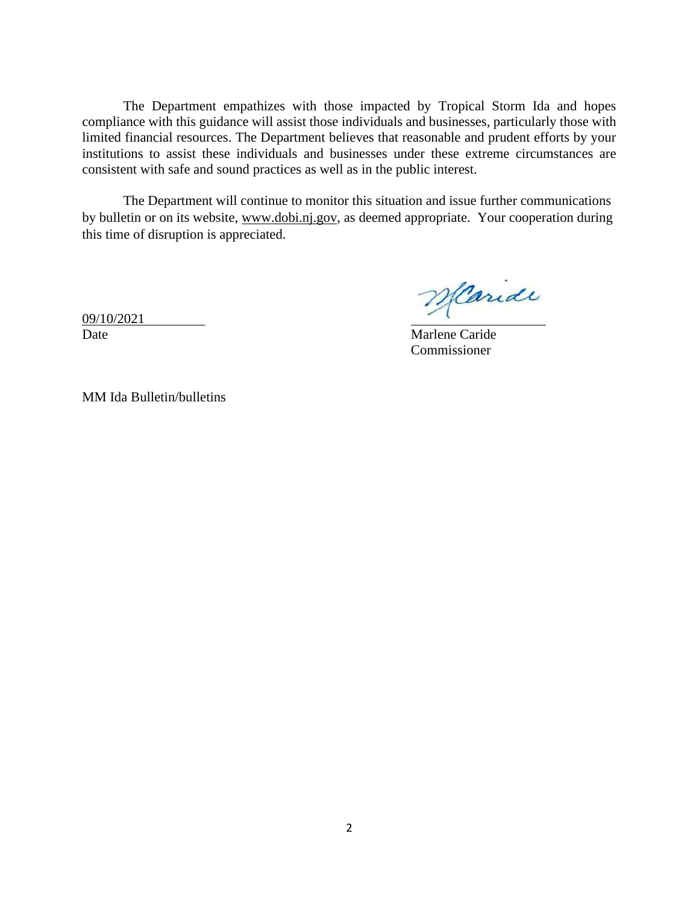The Department empathizes with those impacted by Tropical Storm Ida and hopes compliance with this guidance will assist those individuals and businesses, particularly those with limited financial resources. The Department believes that reasonable and prudent efforts by your institutions to assist these individuals and businesses under these extreme circumstances are consistent with safe and sound practices as well as in the public interest.

The Department will continue to monitor this situation and issue further communications by bulletin or on its website, www.dobi.nj.gov, as deemed appropriate. Your cooperation during this time of disruption is appreciated.

09/10/2021
Date

Marlene Caride
Commissioner

MM Ida Bulletin/bulletins